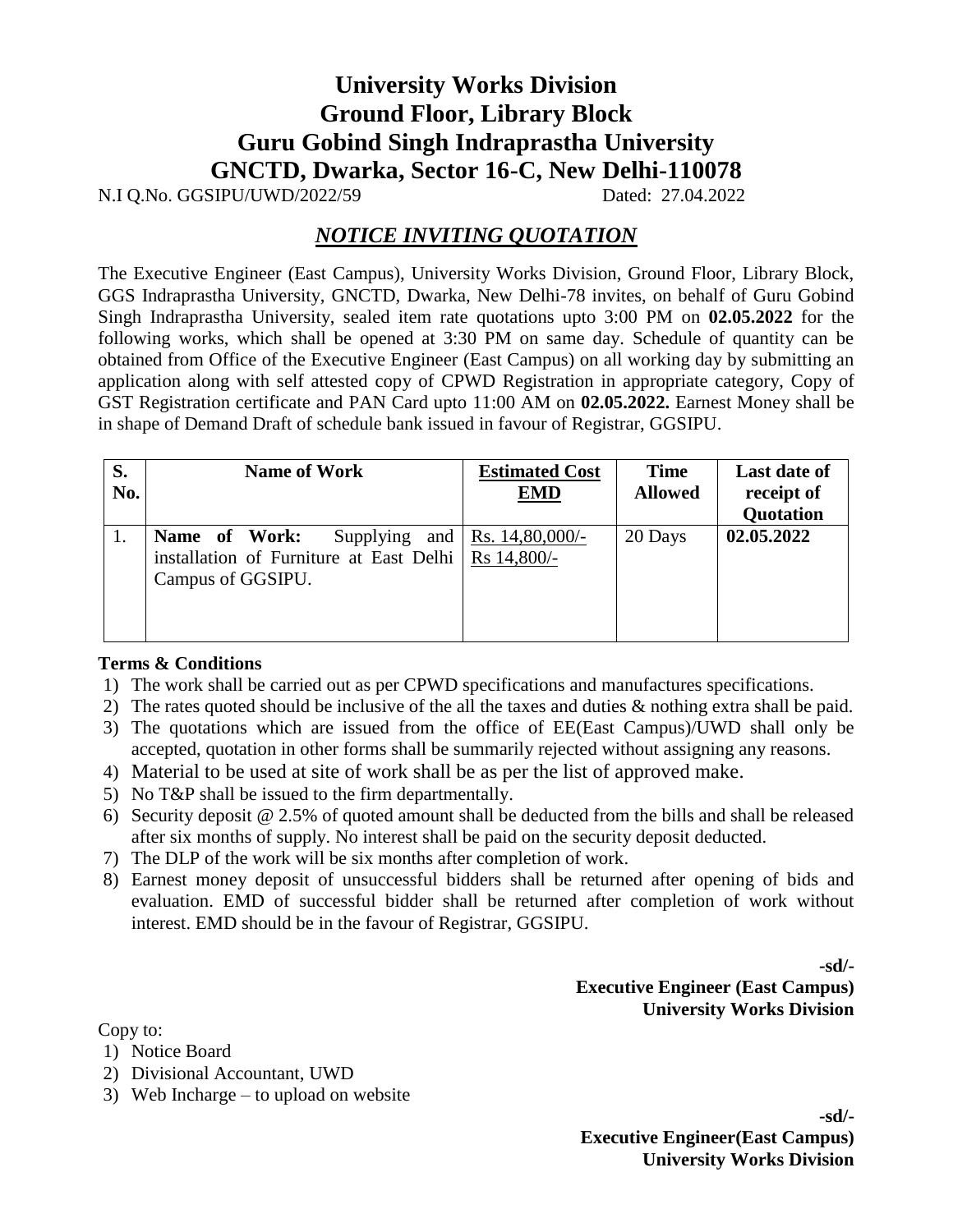# University Works Division
# Ground Floor, Library Block
# Guru Gobind Singh Indraprastha University
# GNCTD, Dwarka, Sector 16-C, New Delhi-110078

N.I Q.No. GGSIPU/UWD/2022/59 Dated: 27.04.2022

## *NOTICE INVITING QUOTATION*

The Executive Engineer (East Campus), University Works Division, Ground Floor, Library Block, GGS Indraprastha University, GNCTD, Dwarka, New Delhi-78 invites, on behalf of Guru Gobind Singh Indraprastha University, sealed item rate quotations upto 3:00 PM on **02.05.2022** for the following works, which shall be opened at 3:30 PM on same day. Schedule of quantity can be obtained from Office of the Executive Engineer (East Campus) on all working day by submitting an application along with self attested copy of CPWD Registration in appropriate category, Copy of GST Registration certificate and PAN Card upto 11:00 AM on **02.05.2022.** Earnest Money shall be in shape of Demand Draft of schedule bank issued in favour of Registrar, GGSIPU.

| S. No. | Name of Work | Estimated Cost EMD | Time Allowed | Last date of receipt of Quotation |
|---|---|---|---|---|
| 1. | **Name of Work:** Supplying and installation of Furniture at East Delhi Campus of GGSIPU. | Rs. 14,80,000/- Rs 14,800/- | 20 Days | **02.05.2022** |

**Terms & Conditions**

1) The work shall be carried out as per CPWD specifications and manufactures specifications.
2) The rates quoted should be inclusive of the all the taxes and duties & nothing extra shall be paid.
3) The quotations which are issued from the office of EE(East Campus)/UWD shall only be accepted, quotation in other forms shall be summarily rejected without assigning any reasons.
4) Material to be used at site of work shall be as per the list of approved make.
5) No T&P shall be issued to the firm departmentally.
6) Security deposit @ 2.5% of quoted amount shall be deducted from the bills and shall be released after six months of supply. No interest shall be paid on the security deposit deducted.
7) The DLP of the work will be six months after completion of work.
8) Earnest money deposit of unsuccessful bidders shall be returned after opening of bids and evaluation. EMD of successful bidder shall be returned after completion of work without interest. EMD should be in the favour of Registrar, GGSIPU.

**-sd/-**
**Executive Engineer (East Campus)**
**University Works Division**

Copy to:

1) Notice Board
2) Divisional Accountant, UWD
3) Web Incharge – to upload on website

**-sd/-**
**Executive Engineer(East Campus)**
**University Works Division**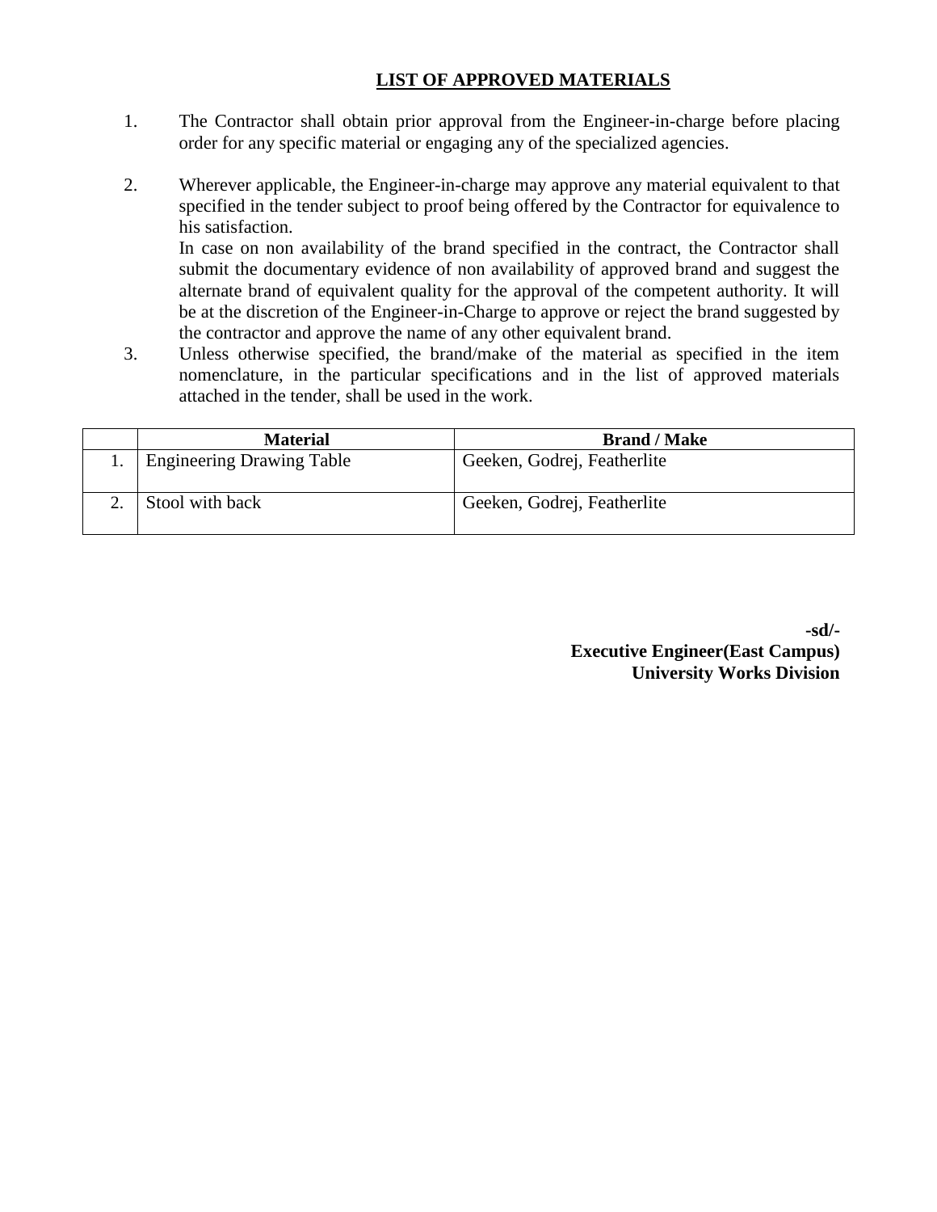## LIST OF APPROVED MATERIALS

1. The Contractor shall obtain prior approval from the Engineer-in-charge before placing order for any specific material or engaging any of the specialized agencies.

2. Wherever applicable, the Engineer-in-charge may approve any material equivalent to that specified in the tender subject to proof being offered by the Contractor for equivalence to his satisfaction.
   In case on non availability of the brand specified in the contract, the Contractor shall submit the documentary evidence of non availability of approved brand and suggest the alternate brand of equivalent quality for the approval of the competent authority. It will be at the discretion of the Engineer-in-Charge to approve or reject the brand suggested by the contractor and approve the name of any other equivalent brand.

3. Unless otherwise specified, the brand/make of the material as specified in the item nomenclature, in the particular specifications and in the list of approved materials attached in the tender, shall be used in the work.

| | Material | Brand / Make |
|---|---|---|
| 1. | Engineering Drawing Table | Geeken, Godrej, Featherlite |
| 2. | Stool with back | Geeken, Godrej, Featherlite |

**-sd/-**
**Executive Engineer(East Campus)**
**University Works Division**